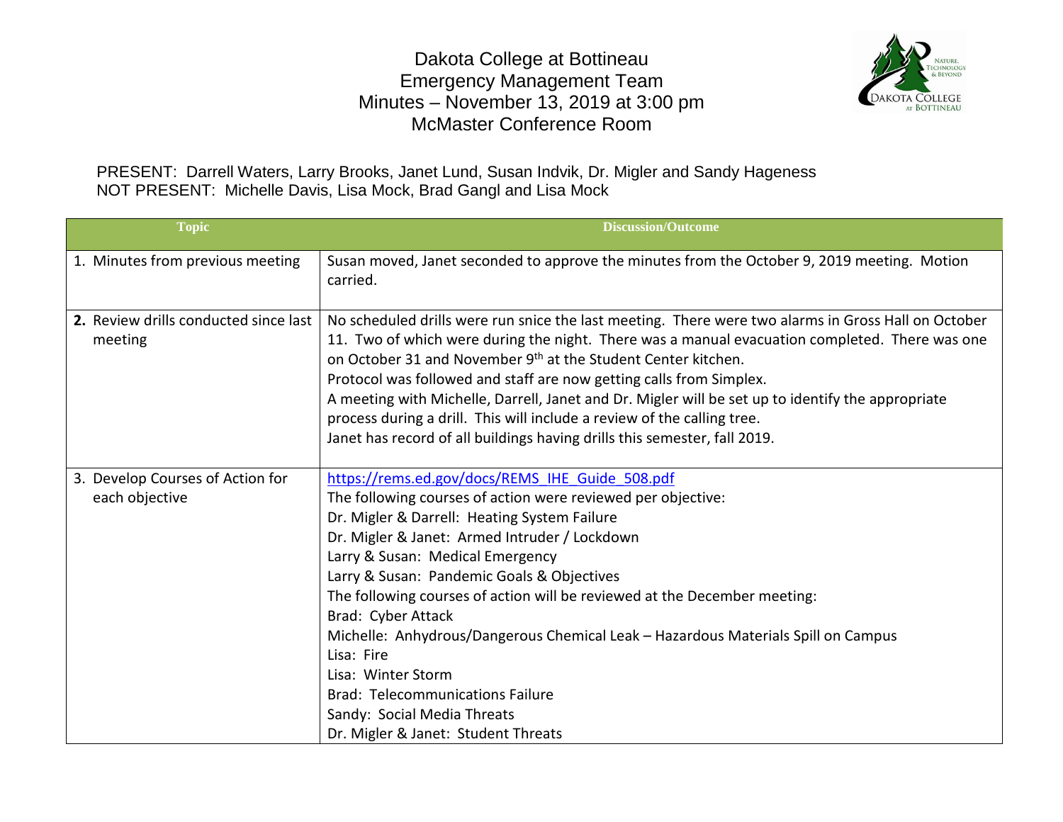# Dakota College at Bottineau
## Emergency Management Team
## Minutes – November 13, 2019 at 3:00 pm
## McMaster Conference Room

PRESENT: Darrell Waters, Larry Brooks, Janet Lund, Susan Indvik, Dr. Migler and Sandy Hageness
NOT PRESENT: Michelle Davis, Lisa Mock, Brad Gangl and Lisa Mock

| Topic | Discussion/Outcome |
|---|---|
| 1. Minutes from previous meeting | Susan moved, Janet seconded to approve the minutes from the October 9, 2019 meeting. Motion carried. |
| **2.** Review drills conducted since last meeting | No scheduled drills were run snice the last meeting. There were two alarms in Gross Hall on October 11. Two of which were during the night. There was a manual evacuation completed. There was one on October 31 and November 9th at the Student Center kitchen.<br>Protocol was followed and staff are now getting calls from Simplex.<br>A meeting with Michelle, Darrell, Janet and Dr. Migler will be set up to identify the appropriate process during a drill. This will include a review of the calling tree.<br>Janet has record of all buildings having drills this semester, fall 2019. |
| 3. Develop Courses of Action for each objective | https://rems.ed.gov/docs/REMS_IHE_Guide_508.pdf<br>The following courses of action were reviewed per objective:<br>Dr. Migler & Darrell: Heating System Failure<br>Dr. Migler & Janet: Armed Intruder / Lockdown<br>Larry & Susan: Medical Emergency<br>Larry & Susan: Pandemic Goals & Objectives<br>The following courses of action will be reviewed at the December meeting:<br>Brad: Cyber Attack<br>Michelle: Anhydrous/Dangerous Chemical Leak – Hazardous Materials Spill on Campus<br>Lisa: Fire<br>Lisa: Winter Storm<br>Brad: Telecommunications Failure<br>Sandy: Social Media Threats<br>Dr. Migler & Janet: Student Threats |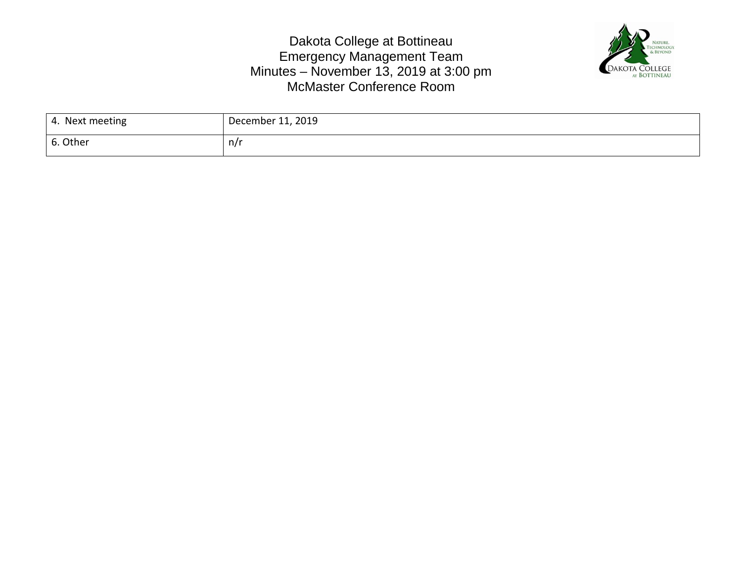Dakota College at Bottineau
Emergency Management Team
Minutes – November 13, 2019 at 3:00 pm
McMaster Conference Room

| | |
|---|---|
| 4. Next meeting | December 11, 2019 |
| 6. Other | n/r |